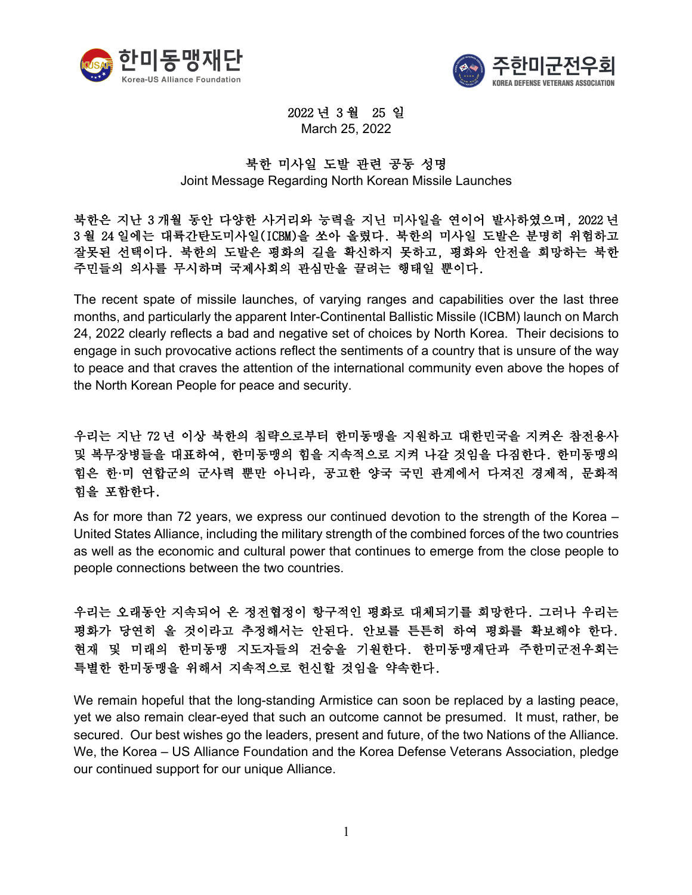한미동맹재단
Korea-US Alliance Foundation

주한미군전우회
KOREA DEFENSE VETERANS ASSOCIATION

2022 년 3 월 25 일
March 25, 2022

## 북한 미사일 도발 관련 공동 성명
## Joint Message Regarding North Korean Missile Launches

북한은 지난 3 개월 동안 다양한 사거리와 능력을 지닌 미사일을 연이어 발사하였으며, 2022 년 3 월 24 일에는 대륙간탄도미사일(ICBM)을 쏘아 올렸다. 북한의 미사일 도발은 분명히 위험하고 잘못된 선택이다. 북한의 도발은 평화의 길을 확신하지 못하고, 평화와 안전을 희망하는 북한 주민들의 의사를 무시하며 국제사회의 관심만을 끌려는 행태일 뿐이다.

The recent spate of missile launches, of varying ranges and capabilities over the last three months, and particularly the apparent Inter-Continental Ballistic Missile (ICBM) launch on March 24, 2022 clearly reflects a bad and negative set of choices by North Korea. Their decisions to engage in such provocative actions reflect the sentiments of a country that is unsure of the way to peace and that craves the attention of the international community even above the hopes of the North Korean People for peace and security.

우리는 지난 72 년 이상 북한의 침략으로부터 한미동맹을 지원하고 대한민국을 지켜온 참전용사 및 복무장병들을 대표하여, 한미동맹의 힘을 지속적으로 지켜 나갈 것임을 다짐한다. 한미동맹의 힘은 한·미 연합군의 군사력 뿐만 아니라, 공고한 양국 국민 관계에서 다져진 경제적, 문화적 힘을 포함한다.

As for more than 72 years, we express our continued devotion to the strength of the Korea – United States Alliance, including the military strength of the combined forces of the two countries as well as the economic and cultural power that continues to emerge from the close people to people connections between the two countries.

우리는 오래동안 지속되어 온 정전협정이 항구적인 평화로 대체되기를 희망한다. 그러나 우리는 평화가 당연히 올 것이라고 추정해서는 안된다. 안보를 튼튼히 하여 평화를 확보해야 한다. 현재 및 미래의 한미동맹 지도자들의 건승을 기원한다. 한미동맹재단과 주한미군전우회는 특별한 한미동맹을 위해서 지속적으로 헌신할 것임을 약속한다.

We remain hopeful that the long-standing Armistice can soon be replaced by a lasting peace, yet we also remain clear-eyed that such an outcome cannot be presumed. It must, rather, be secured. Our best wishes go the leaders, present and future, of the two Nations of the Alliance. We, the Korea – US Alliance Foundation and the Korea Defense Veterans Association, pledge our continued support for our unique Alliance.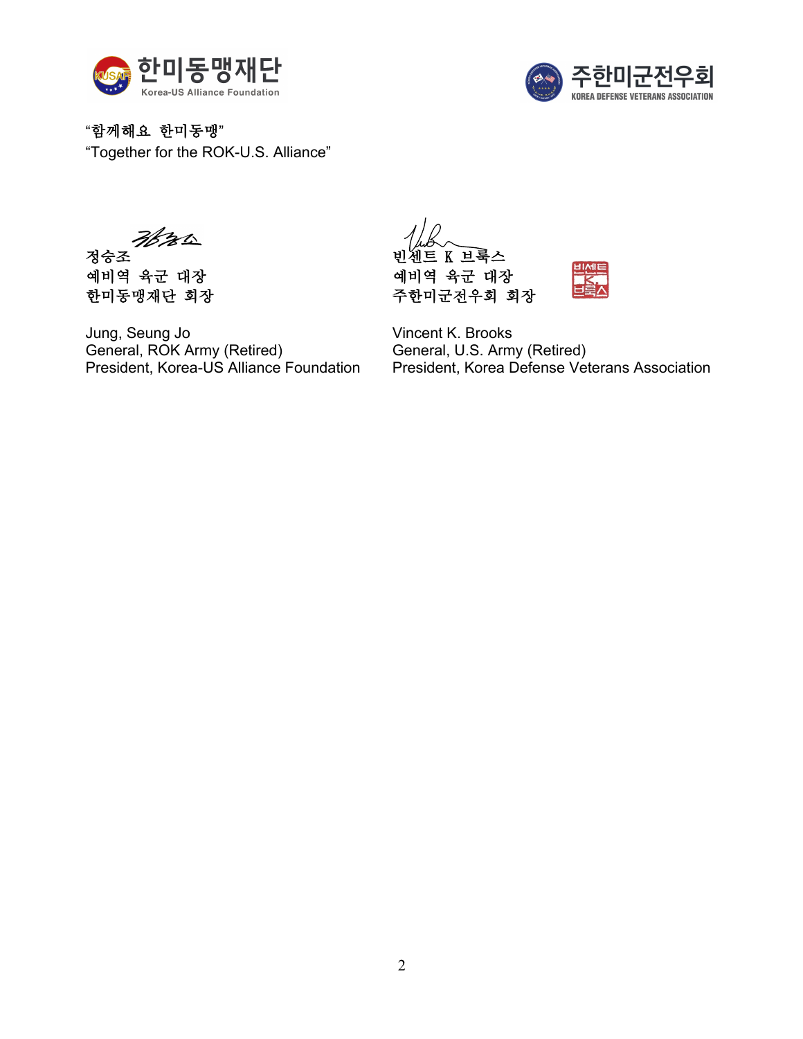한미동맹재단
Korea-US Alliance Foundation

주한미군전우회
KOREA DEFENSE VETERANS ASSOCIATION

"함께해요 한미동맹"
"Together for the ROK-U.S. Alliance"

정승조
예비역 육군 대장
한미동맹재단 회장

Jung, Seung Jo
General, ROK Army (Retired)
President, Korea-US Alliance Foundation

빈센트 K 브룩스
예비역 육군 대장
주한미군전우회 회장

Vincent K. Brooks
General, U.S. Army (Retired)
President, Korea Defense Veterans Association